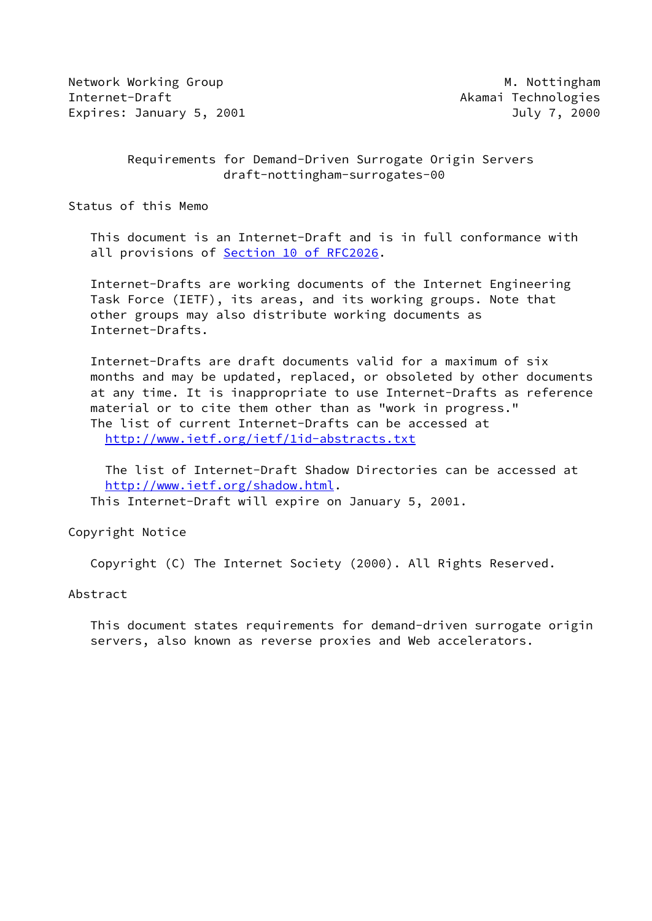Network Working Group M. Nottingham
Internet-Draft Akamai Technologies
Expires: January 5, 2001 July 7, 2000

# Requirements for Demand-Driven Surrogate Origin Servers
draft-nottingham-surrogates-00

## Status of this Memo

This document is an Internet-Draft and is in full conformance with all provisions of Section 10 of RFC2026.

Internet-Drafts are working documents of the Internet Engineering Task Force (IETF), its areas, and its working groups. Note that other groups may also distribute working documents as Internet-Drafts.

Internet-Drafts are draft documents valid for a maximum of six months and may be updated, replaced, or obsoleted by other documents at any time. It is inappropriate to use Internet-Drafts as reference material or to cite them other than as "work in progress."
The list of current Internet-Drafts can be accessed at
http://www.ietf.org/ietf/1id-abstracts.txt

The list of Internet-Draft Shadow Directories can be accessed at
http://www.ietf.org/shadow.html.
This Internet-Draft will expire on January 5, 2001.

## Copyright Notice

Copyright (C) The Internet Society (2000). All Rights Reserved.

## Abstract

This document states requirements for demand-driven surrogate origin servers, also known as reverse proxies and Web accelerators.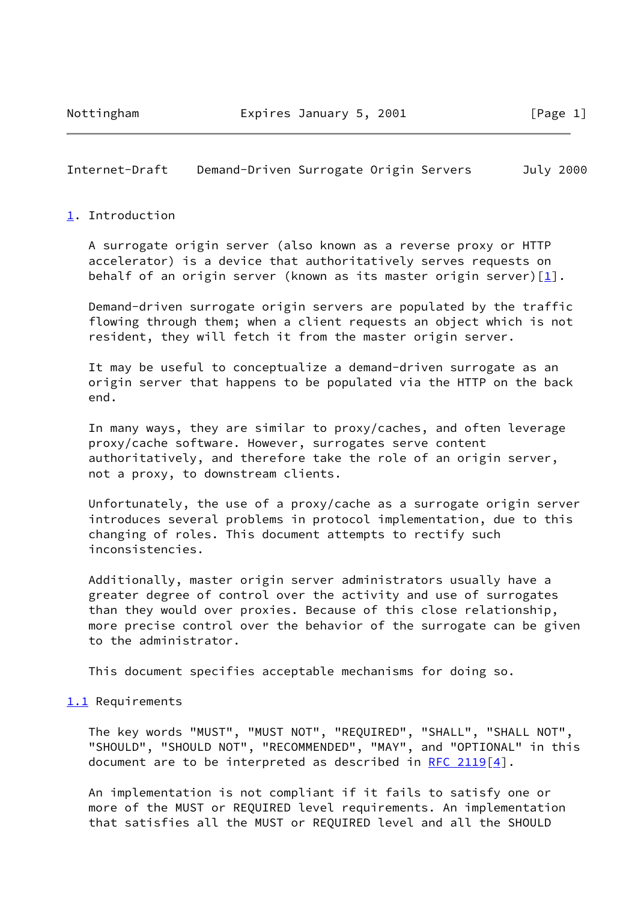## 1. Introduction

A surrogate origin server (also known as a reverse proxy or HTTP accelerator) is a device that authoritatively serves requests on behalf of an origin server (known as its master origin server)[1].

Demand-driven surrogate origin servers are populated by the traffic flowing through them; when a client requests an object which is not resident, they will fetch it from the master origin server.

It may be useful to conceptualize a demand-driven surrogate as an origin server that happens to be populated via the HTTP on the back end.

In many ways, they are similar to proxy/caches, and often leverage proxy/cache software. However, surrogates serve content authoritatively, and therefore take the role of an origin server, not a proxy, to downstream clients.

Unfortunately, the use of a proxy/cache as a surrogate origin server introduces several problems in protocol implementation, due to this changing of roles. This document attempts to rectify such inconsistencies.

Additionally, master origin server administrators usually have a greater degree of control over the activity and use of surrogates than they would over proxies. Because of this close relationship, more precise control over the behavior of the surrogate can be given to the administrator.

This document specifies acceptable mechanisms for doing so.

### 1.1 Requirements

The key words "MUST", "MUST NOT", "REQUIRED", "SHALL", "SHALL NOT", "SHOULD", "SHOULD NOT", "RECOMMENDED", "MAY", and "OPTIONAL" in this document are to be interpreted as described in RFC 2119[4].

An implementation is not compliant if it fails to satisfy one or more of the MUST or REQUIRED level requirements. An implementation that satisfies all the MUST or REQUIRED level and all the SHOULD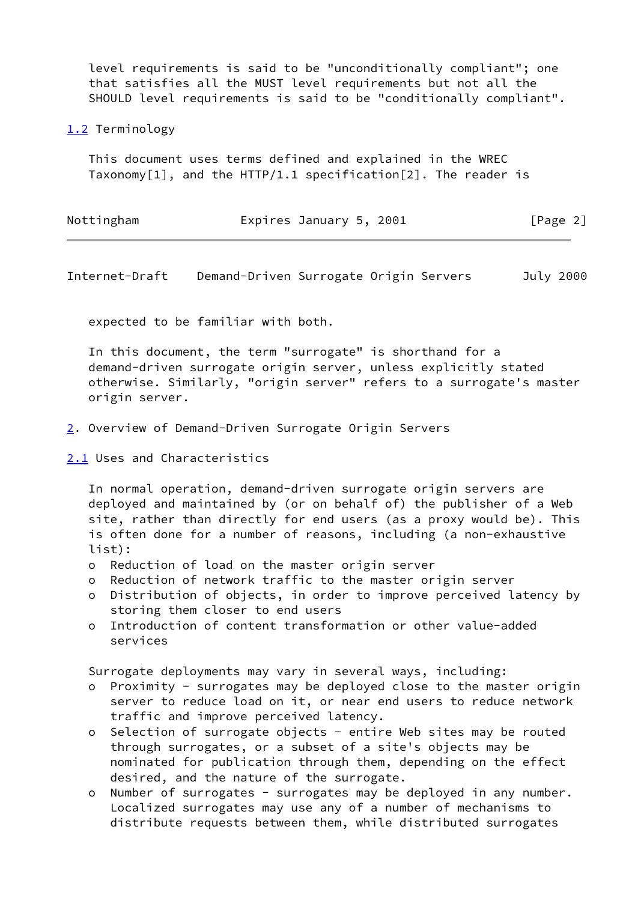level requirements is said to be "unconditionally compliant"; one that satisfies all the MUST level requirements but not all the SHOULD level requirements is said to be "conditionally compliant".

### 1.2 Terminology

This document uses terms defined and explained in the WREC Taxonomy[1], and the HTTP/1.1 specification[2]. The reader is expected to be familiar with both.

In this document, the term "surrogate" is shorthand for a demand-driven surrogate origin server, unless explicitly stated otherwise. Similarly, "origin server" refers to a surrogate's master origin server.

## 2. Overview of Demand-Driven Surrogate Origin Servers

### 2.1 Uses and Characteristics

In normal operation, demand-driven surrogate origin servers are deployed and maintained by (or on behalf of) the publisher of a Web site, rather than directly for end users (as a proxy would be). This is often done for a number of reasons, including (a non-exhaustive list):

- Reduction of load on the master origin server
- Reduction of network traffic to the master origin server
- Distribution of objects, in order to improve perceived latency by storing them closer to end users
- Introduction of content transformation or other value-added services

Surrogate deployments may vary in several ways, including:

- Proximity - surrogates may be deployed close to the master origin server to reduce load on it, or near end users to reduce network traffic and improve perceived latency.
- Selection of surrogate objects - entire Web sites may be routed through surrogates, or a subset of a site's objects may be nominated for publication through them, depending on the effect desired, and the nature of the surrogate.
- Number of surrogates - surrogates may be deployed in any number. Localized surrogates may use any of a number of mechanisms to distribute requests between them, while distributed surrogates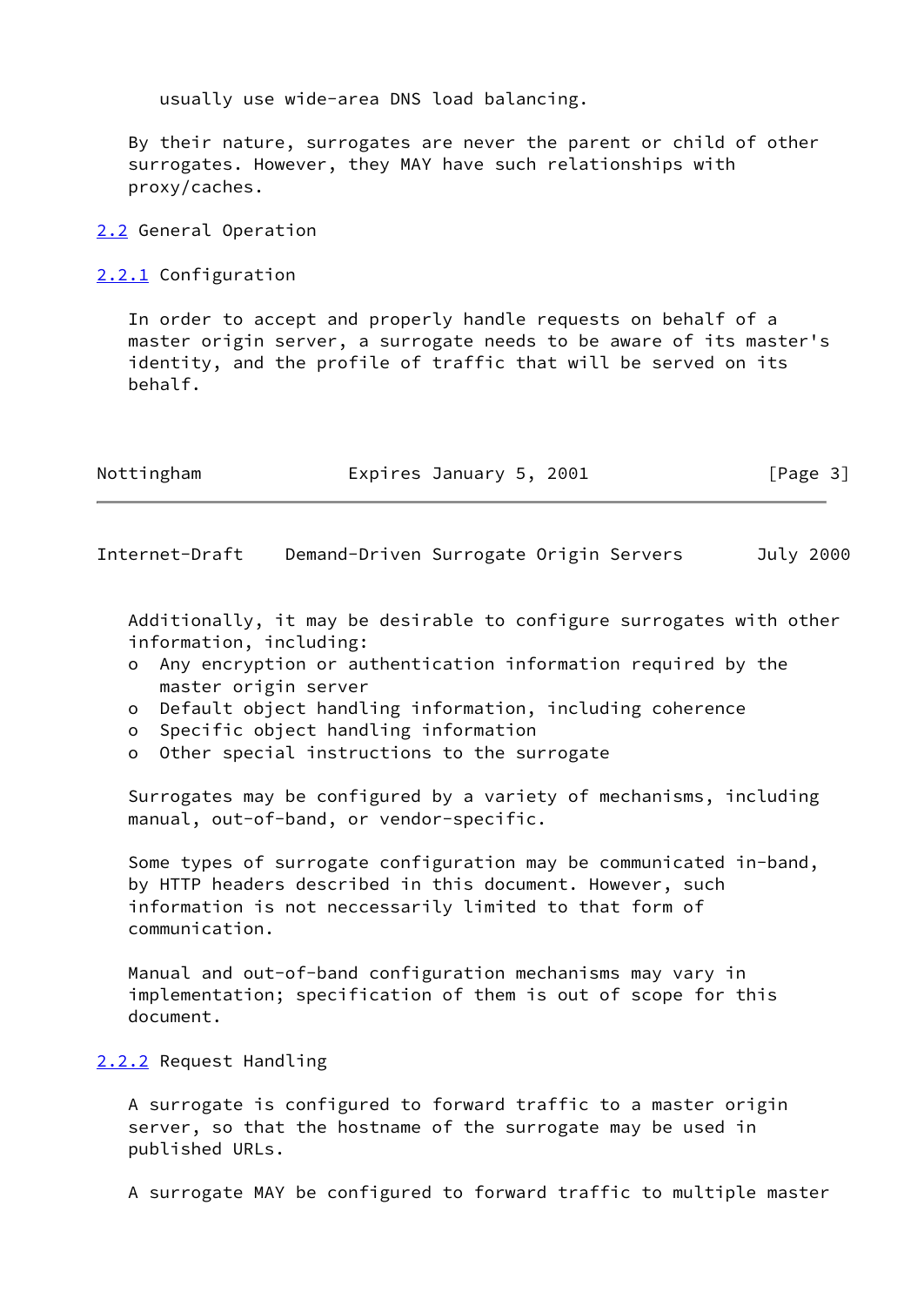usually use wide-area DNS load balancing.

By their nature, surrogates are never the parent or child of other surrogates. However, they MAY have such relationships with proxy/caches.

### 2.2 General Operation

#### 2.2.1 Configuration

In order to accept and properly handle requests on behalf of a master origin server, a surrogate needs to be aware of its master's identity, and the profile of traffic that will be served on its behalf.

Additionally, it may be desirable to configure surrogates with other information, including:

- Any encryption or authentication information required by the master origin server
- Default object handling information, including coherence
- Specific object handling information
- Other special instructions to the surrogate

Surrogates may be configured by a variety of mechanisms, including manual, out-of-band, or vendor-specific.

Some types of surrogate configuration may be communicated in-band, by HTTP headers described in this document. However, such information is not neccessarily limited to that form of communication.

Manual and out-of-band configuration mechanisms may vary in implementation; specification of them is out of scope for this document.

#### 2.2.2 Request Handling

A surrogate is configured to forward traffic to a master origin server, so that the hostname of the surrogate may be used in published URLs.

A surrogate MAY be configured to forward traffic to multiple master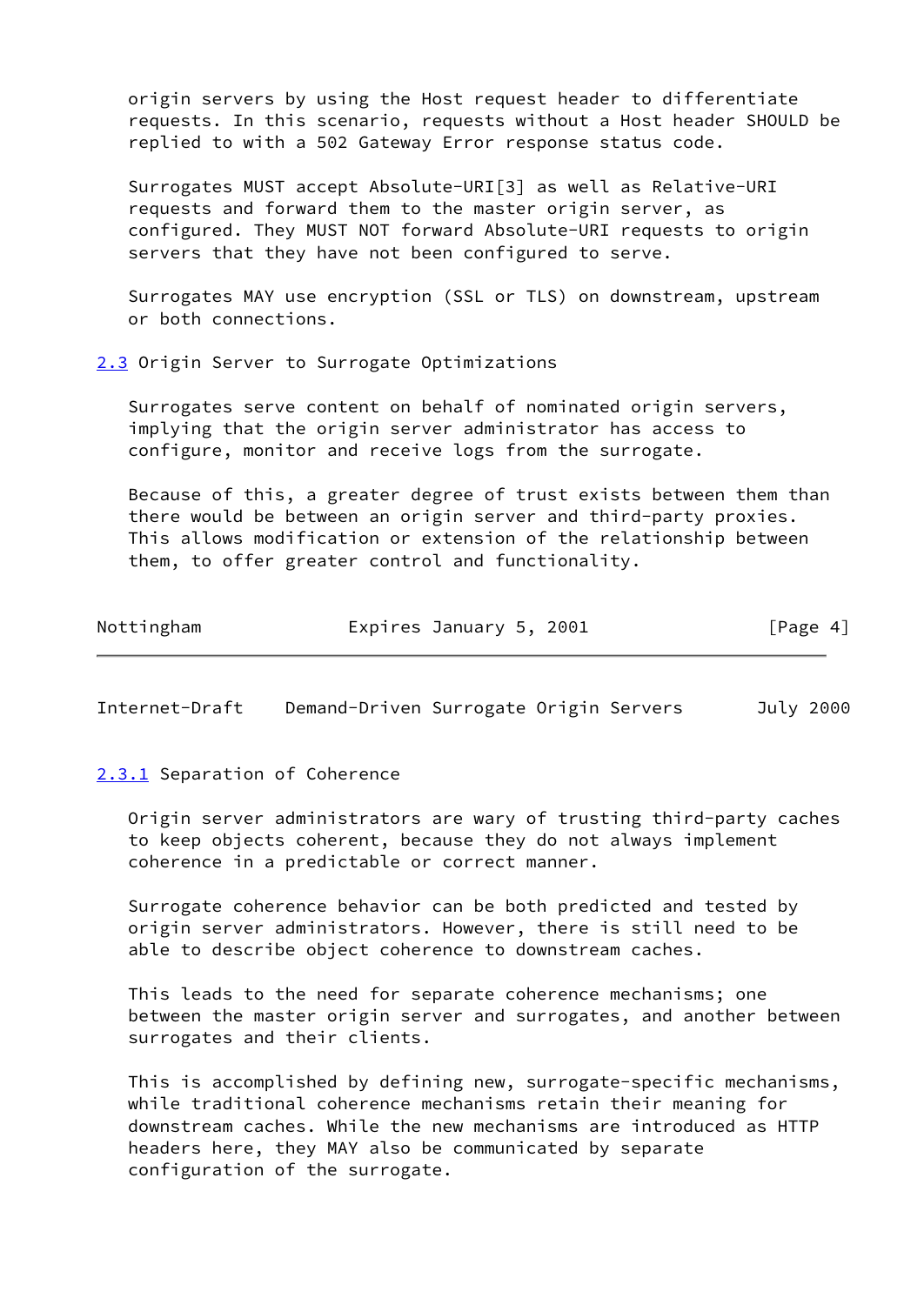origin servers by using the Host request header to differentiate requests. In this scenario, requests without a Host header SHOULD be replied to with a 502 Gateway Error response status code.

Surrogates MUST accept Absolute-URI[3] as well as Relative-URI requests and forward them to the master origin server, as configured. They MUST NOT forward Absolute-URI requests to origin servers that they have not been configured to serve.

Surrogates MAY use encryption (SSL or TLS) on downstream, upstream or both connections.

### 2.3 Origin Server to Surrogate Optimizations

Surrogates serve content on behalf of nominated origin servers, implying that the origin server administrator has access to configure, monitor and receive logs from the surrogate.

Because of this, a greater degree of trust exists between them than there would be between an origin server and third-party proxies. This allows modification or extension of the relationship between them, to offer greater control and functionality.

#### 2.3.1 Separation of Coherence

Origin server administrators are wary of trusting third-party caches to keep objects coherent, because they do not always implement coherence in a predictable or correct manner.

Surrogate coherence behavior can be both predicted and tested by origin server administrators. However, there is still need to be able to describe object coherence to downstream caches.

This leads to the need for separate coherence mechanisms; one between the master origin server and surrogates, and another between surrogates and their clients.

This is accomplished by defining new, surrogate-specific mechanisms, while traditional coherence mechanisms retain their meaning for downstream caches. While the new mechanisms are introduced as HTTP headers here, they MAY also be communicated by separate configuration of the surrogate.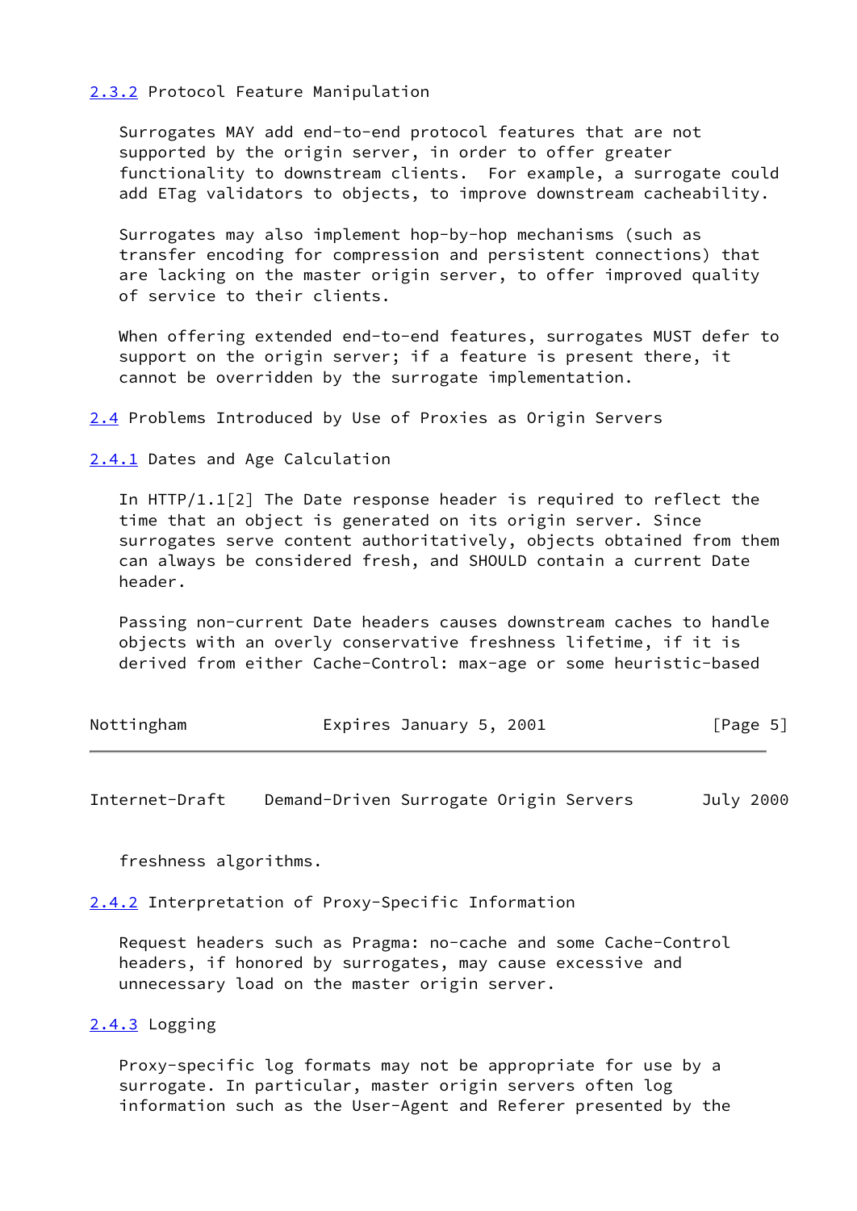### 2.3.2 Protocol Feature Manipulation

Surrogates MAY add end-to-end protocol features that are not supported by the origin server, in order to offer greater functionality to downstream clients. For example, a surrogate could add ETag validators to objects, to improve downstream cacheability.

Surrogates may also implement hop-by-hop mechanisms (such as transfer encoding for compression and persistent connections) that are lacking on the master origin server, to offer improved quality of service to their clients.

When offering extended end-to-end features, surrogates MUST defer to support on the origin server; if a feature is present there, it cannot be overridden by the surrogate implementation.

## 2.4 Problems Introduced by Use of Proxies as Origin Servers

### 2.4.1 Dates and Age Calculation

In HTTP/1.1[2] The Date response header is required to reflect the time that an object is generated on its origin server. Since surrogates serve content authoritatively, objects obtained from them can always be considered fresh, and SHOULD contain a current Date header.

Passing non-current Date headers causes downstream caches to handle objects with an overly conservative freshness lifetime, if it is derived from either Cache-Control: max-age or some heuristic-based freshness algorithms.

### 2.4.2 Interpretation of Proxy-Specific Information

Request headers such as Pragma: no-cache and some Cache-Control headers, if honored by surrogates, may cause excessive and unnecessary load on the master origin server.

### 2.4.3 Logging

Proxy-specific log formats may not be appropriate for use by a surrogate. In particular, master origin servers often log information such as the User-Agent and Referer presented by the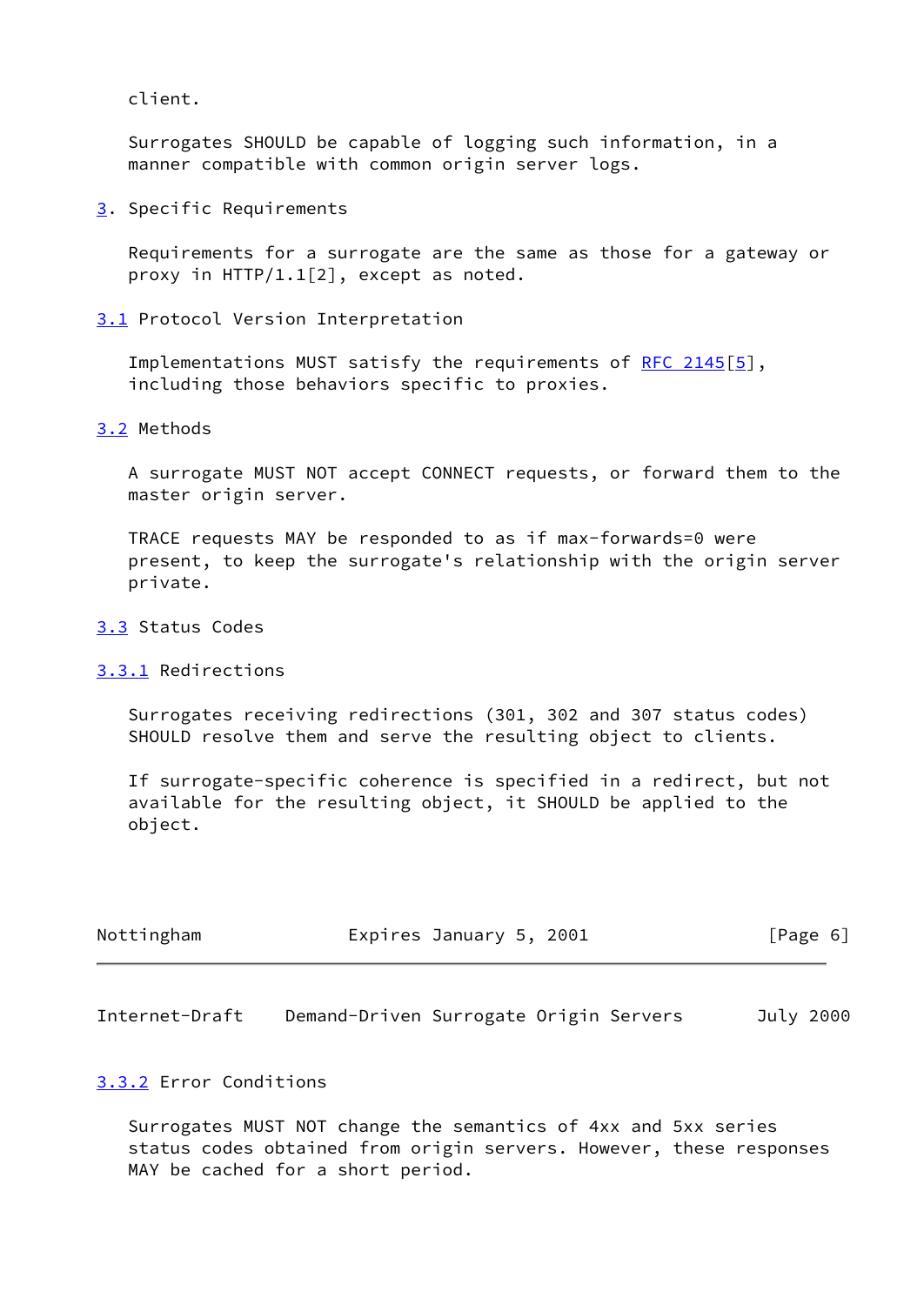client.

Surrogates SHOULD be capable of logging such information, in a manner compatible with common origin server logs.

## 3. Specific Requirements

Requirements for a surrogate are the same as those for a gateway or proxy in HTTP/1.1[2], except as noted.

### 3.1 Protocol Version Interpretation

Implementations MUST satisfy the requirements of RFC 2145[5], including those behaviors specific to proxies.

### 3.2 Methods

A surrogate MUST NOT accept CONNECT requests, or forward them to the master origin server.

TRACE requests MAY be responded to as if max-forwards=0 were present, to keep the surrogate's relationship with the origin server private.

### 3.3 Status Codes

#### 3.3.1 Redirections

Surrogates receiving redirections (301, 302 and 307 status codes) SHOULD resolve them and serve the resulting object to clients.

If surrogate-specific coherence is specified in a redirect, but not available for the resulting object, it SHOULD be applied to the object.

#### 3.3.2 Error Conditions

Surrogates MUST NOT change the semantics of 4xx and 5xx series status codes obtained from origin servers. However, these responses MAY be cached for a short period.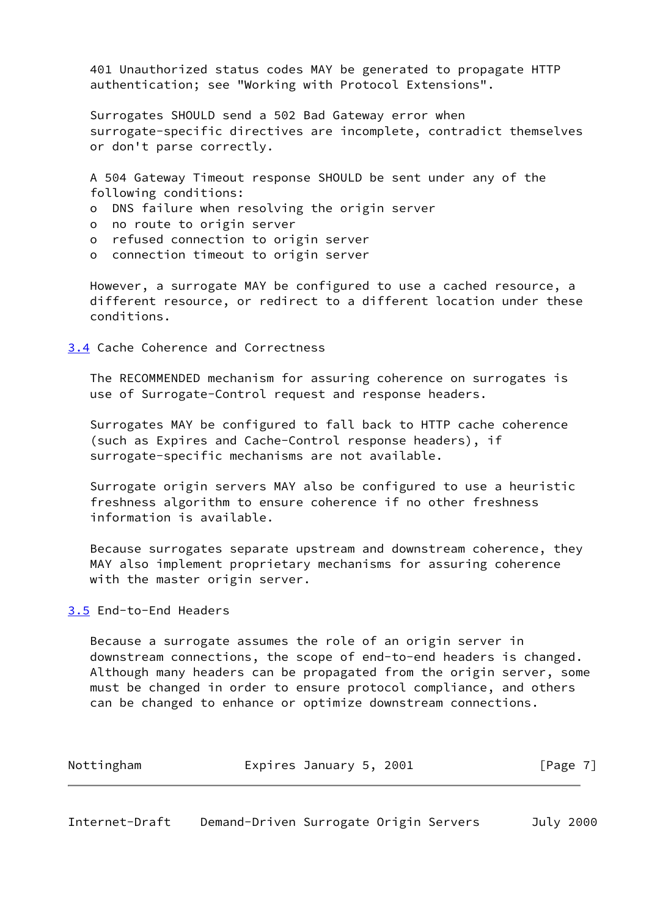401 Unauthorized status codes MAY be generated to propagate HTTP authentication; see "Working with Protocol Extensions".

Surrogates SHOULD send a 502 Bad Gateway error when surrogate-specific directives are incomplete, contradict themselves or don't parse correctly.

A 504 Gateway Timeout response SHOULD be sent under any of the following conditions:

- DNS failure when resolving the origin server
- no route to origin server
- refused connection to origin server
- connection timeout to origin server

However, a surrogate MAY be configured to use a cached resource, a different resource, or redirect to a different location under these conditions.

### 3.4 Cache Coherence and Correctness

The RECOMMENDED mechanism for assuring coherence on surrogates is use of Surrogate-Control request and response headers.

Surrogates MAY be configured to fall back to HTTP cache coherence (such as Expires and Cache-Control response headers), if surrogate-specific mechanisms are not available.

Surrogate origin servers MAY also be configured to use a heuristic freshness algorithm to ensure coherence if no other freshness information is available.

Because surrogates separate upstream and downstream coherence, they MAY also implement proprietary mechanisms for assuring coherence with the master origin server.

### 3.5 End-to-End Headers

Because a surrogate assumes the role of an origin server in downstream connections, the scope of end-to-end headers is changed. Although many headers can be propagated from the origin server, some must be changed in order to ensure protocol compliance, and others can be changed to enhance or optimize downstream connections.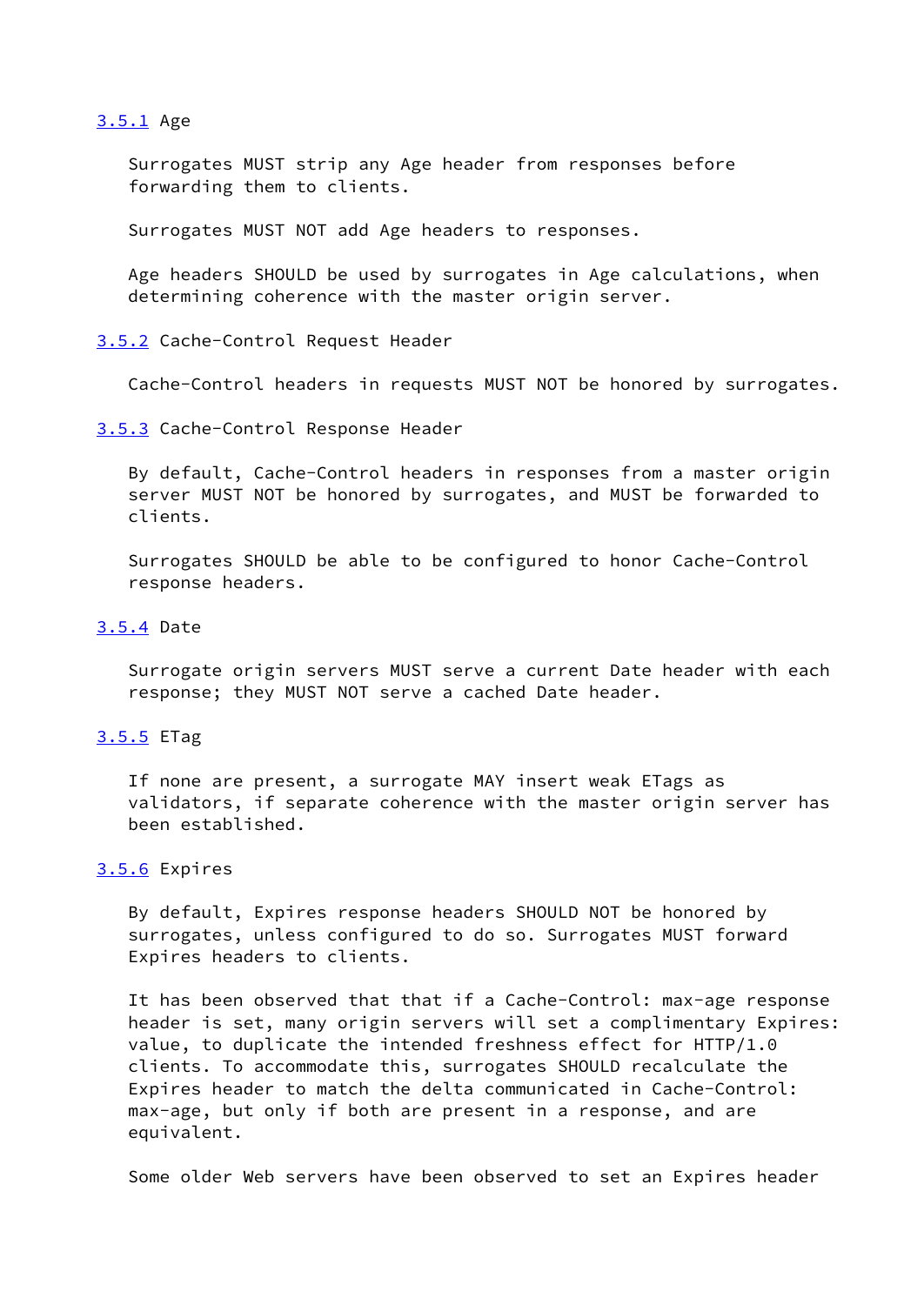### 3.5.1 Age

Surrogates MUST strip any Age header from responses before forwarding them to clients.

Surrogates MUST NOT add Age headers to responses.

Age headers SHOULD be used by surrogates in Age calculations, when determining coherence with the master origin server.

### 3.5.2 Cache-Control Request Header

Cache-Control headers in requests MUST NOT be honored by surrogates.

### 3.5.3 Cache-Control Response Header

By default, Cache-Control headers in responses from a master origin server MUST NOT be honored by surrogates, and MUST be forwarded to clients.

Surrogates SHOULD be able to be configured to honor Cache-Control response headers.

### 3.5.4 Date

Surrogate origin servers MUST serve a current Date header with each response; they MUST NOT serve a cached Date header.

### 3.5.5 ETag

If none are present, a surrogate MAY insert weak ETags as validators, if separate coherence with the master origin server has been established.

### 3.5.6 Expires

By default, Expires response headers SHOULD NOT be honored by surrogates, unless configured to do so. Surrogates MUST forward Expires headers to clients.

It has been observed that that if a Cache-Control: max-age response header is set, many origin servers will set a complimentary Expires: value, to duplicate the intended freshness effect for HTTP/1.0 clients. To accommodate this, surrogates SHOULD recalculate the Expires header to match the delta communicated in Cache-Control: max-age, but only if both are present in a response, and are equivalent.

Some older Web servers have been observed to set an Expires header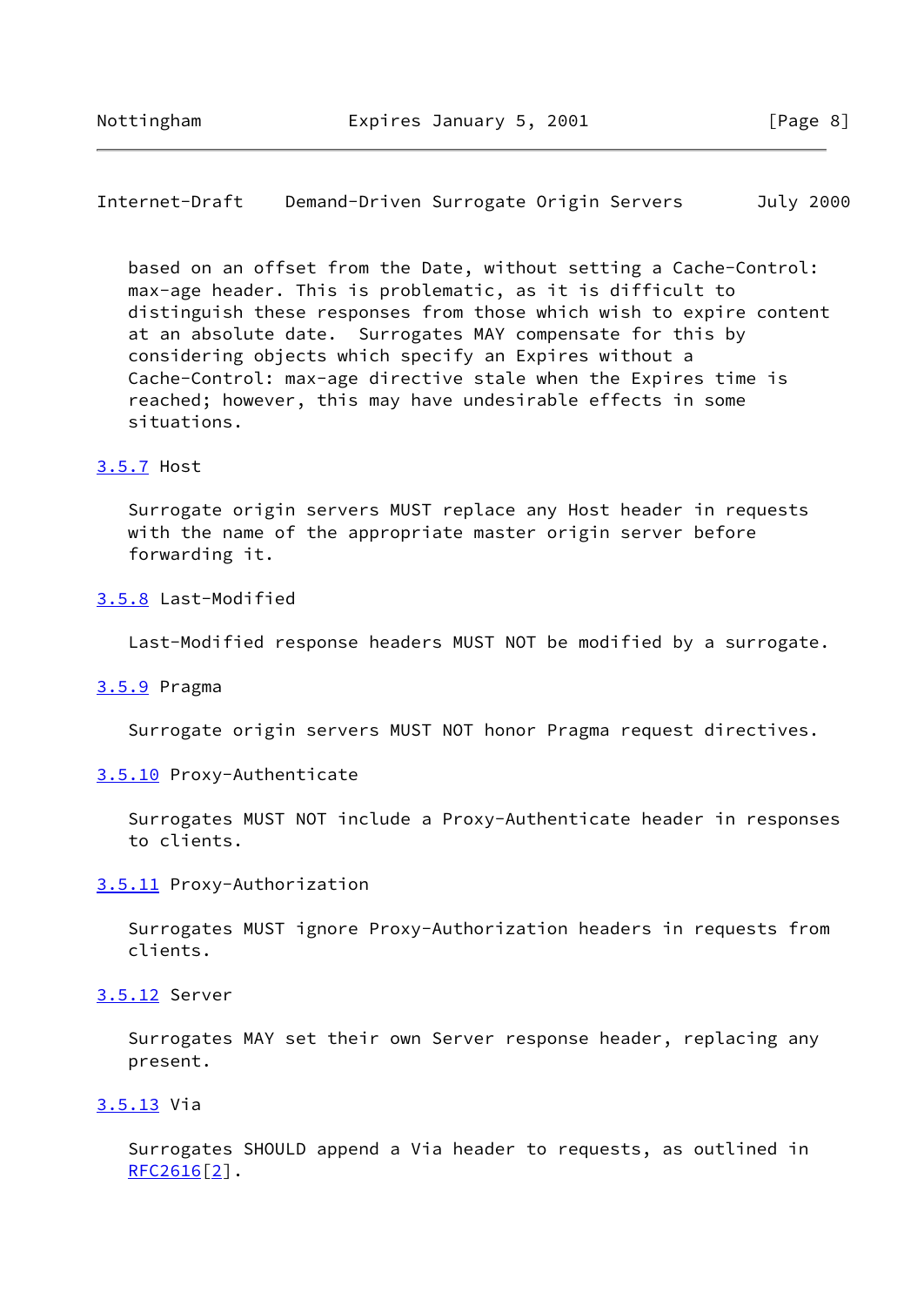based on an offset from the Date, without setting a Cache-Control: max-age header. This is problematic, as it is difficult to distinguish these responses from those which wish to expire content at an absolute date. Surrogates MAY compensate for this by considering objects which specify an Expires without a Cache-Control: max-age directive stale when the Expires time is reached; however, this may have undesirable effects in some situations.

### 3.5.7 Host

Surrogate origin servers MUST replace any Host header in requests with the name of the appropriate master origin server before forwarding it.

### 3.5.8 Last-Modified

Last-Modified response headers MUST NOT be modified by a surrogate.

### 3.5.9 Pragma

Surrogate origin servers MUST NOT honor Pragma request directives.

### 3.5.10 Proxy-Authenticate

Surrogates MUST NOT include a Proxy-Authenticate header in responses to clients.

### 3.5.11 Proxy-Authorization

Surrogates MUST ignore Proxy-Authorization headers in requests from clients.

### 3.5.12 Server

Surrogates MAY set their own Server response header, replacing any present.

### 3.5.13 Via

Surrogates SHOULD append a Via header to requests, as outlined in RFC2616[2].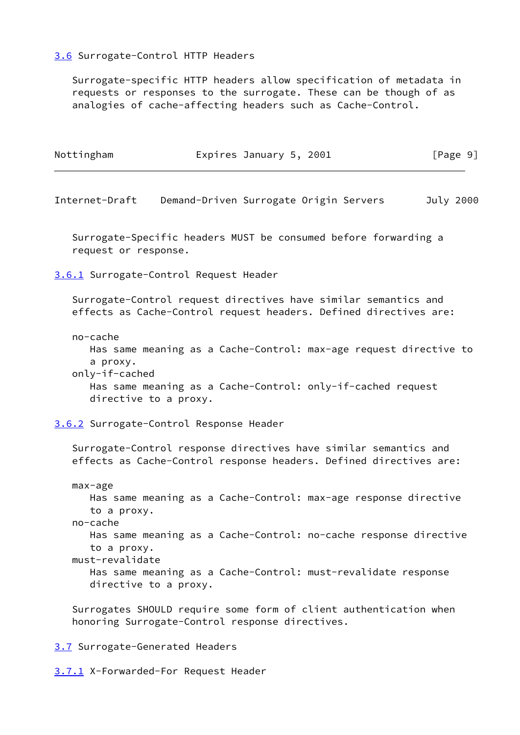### 3.6 Surrogate-Control HTTP Headers

Surrogate-specific HTTP headers allow specification of metadata in requests or responses to the surrogate. These can be though of as analogies of cache-affecting headers such as Cache-Control.

Surrogate-Specific headers MUST be consumed before forwarding a request or response.

#### 3.6.1 Surrogate-Control Request Header

Surrogate-Control request directives have similar semantics and effects as Cache-Control request headers. Defined directives are:

no-cache
: Has same meaning as a Cache-Control: max-age request directive to a proxy.

only-if-cached
: Has same meaning as a Cache-Control: only-if-cached request directive to a proxy.

#### 3.6.2 Surrogate-Control Response Header

Surrogate-Control response directives have similar semantics and effects as Cache-Control response headers. Defined directives are:

max-age
: Has same meaning as a Cache-Control: max-age response directive to a proxy.

no-cache
: Has same meaning as a Cache-Control: no-cache response directive to a proxy.

must-revalidate
: Has same meaning as a Cache-Control: must-revalidate response directive to a proxy.

Surrogates SHOULD require some form of client authentication when honoring Surrogate-Control response directives.

### 3.7 Surrogate-Generated Headers

#### 3.7.1 X-Forwarded-For Request Header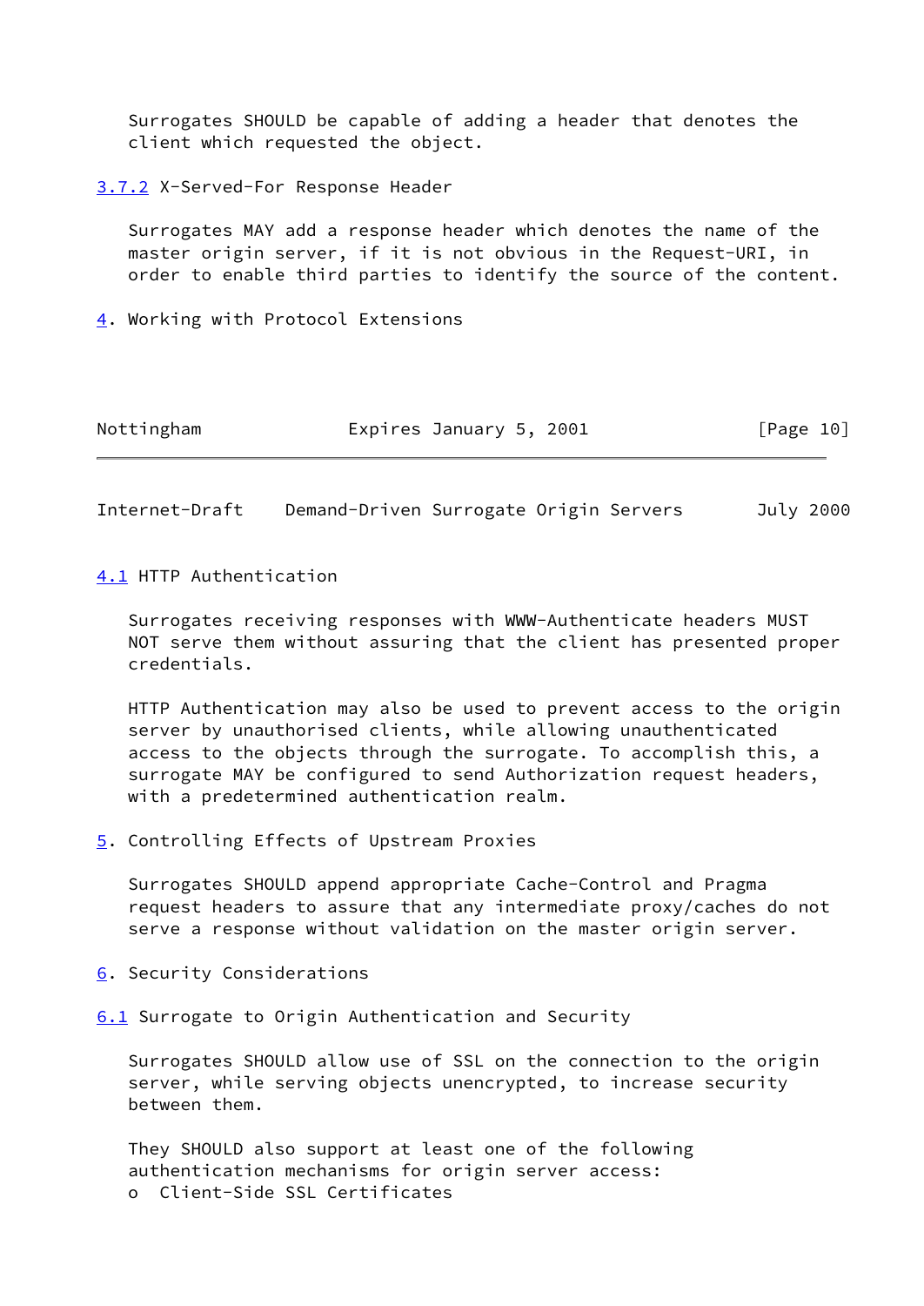Surrogates SHOULD be capable of adding a header that denotes the client which requested the object.

### 3.7.2 X-Served-For Response Header

Surrogates MAY add a response header which denotes the name of the master origin server, if it is not obvious in the Request-URI, in order to enable third parties to identify the source of the content.

# 4. Working with Protocol Extensions

## 4.1 HTTP Authentication

Surrogates receiving responses with WWW-Authenticate headers MUST NOT serve them without assuring that the client has presented proper credentials.

HTTP Authentication may also be used to prevent access to the origin server by unauthorised clients, while allowing unauthenticated access to the objects through the surrogate. To accomplish this, a surrogate MAY be configured to send Authorization request headers, with a predetermined authentication realm.

# 5. Controlling Effects of Upstream Proxies

Surrogates SHOULD append appropriate Cache-Control and Pragma request headers to assure that any intermediate proxy/caches do not serve a response without validation on the master origin server.

# 6. Security Considerations

## 6.1 Surrogate to Origin Authentication and Security

Surrogates SHOULD allow use of SSL on the connection to the origin server, while serving objects unencrypted, to increase security between them.

They SHOULD also support at least one of the following authentication mechanisms for origin server access:

- Client-Side SSL Certificates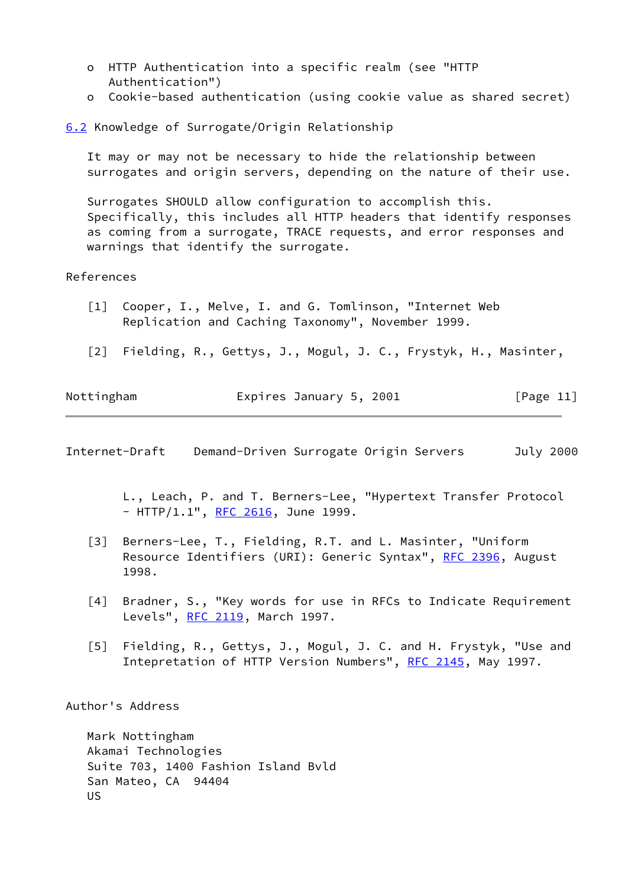- HTTP Authentication into a specific realm (see "HTTP Authentication")
- Cookie-based authentication (using cookie value as shared secret)

### 6.2 Knowledge of Surrogate/Origin Relationship

It may or may not be necessary to hide the relationship between surrogates and origin servers, depending on the nature of their use.

Surrogates SHOULD allow configuration to accomplish this. Specifically, this includes all HTTP headers that identify responses as coming from a surrogate, TRACE requests, and error responses and warnings that identify the surrogate.

## References

[1] Cooper, I., Melve, I. and G. Tomlinson, "Internet Web Replication and Caching Taxonomy", November 1999.

[2] Fielding, R., Gettys, J., Mogul, J. C., Frystyk, H., Masinter, L., Leach, P. and T. Berners-Lee, "Hypertext Transfer Protocol - HTTP/1.1", RFC 2616, June 1999.

[3] Berners-Lee, T., Fielding, R.T. and L. Masinter, "Uniform Resource Identifiers (URI): Generic Syntax", RFC 2396, August 1998.

[4] Bradner, S., "Key words for use in RFCs to Indicate Requirement Levels", RFC 2119, March 1997.

[5] Fielding, R., Gettys, J., Mogul, J. C. and H. Frystyk, "Use and Intepretation of HTTP Version Numbers", RFC 2145, May 1997.

## Author's Address

Mark Nottingham
Akamai Technologies
Suite 703, 1400 Fashion Island Bvld
San Mateo, CA  94404
US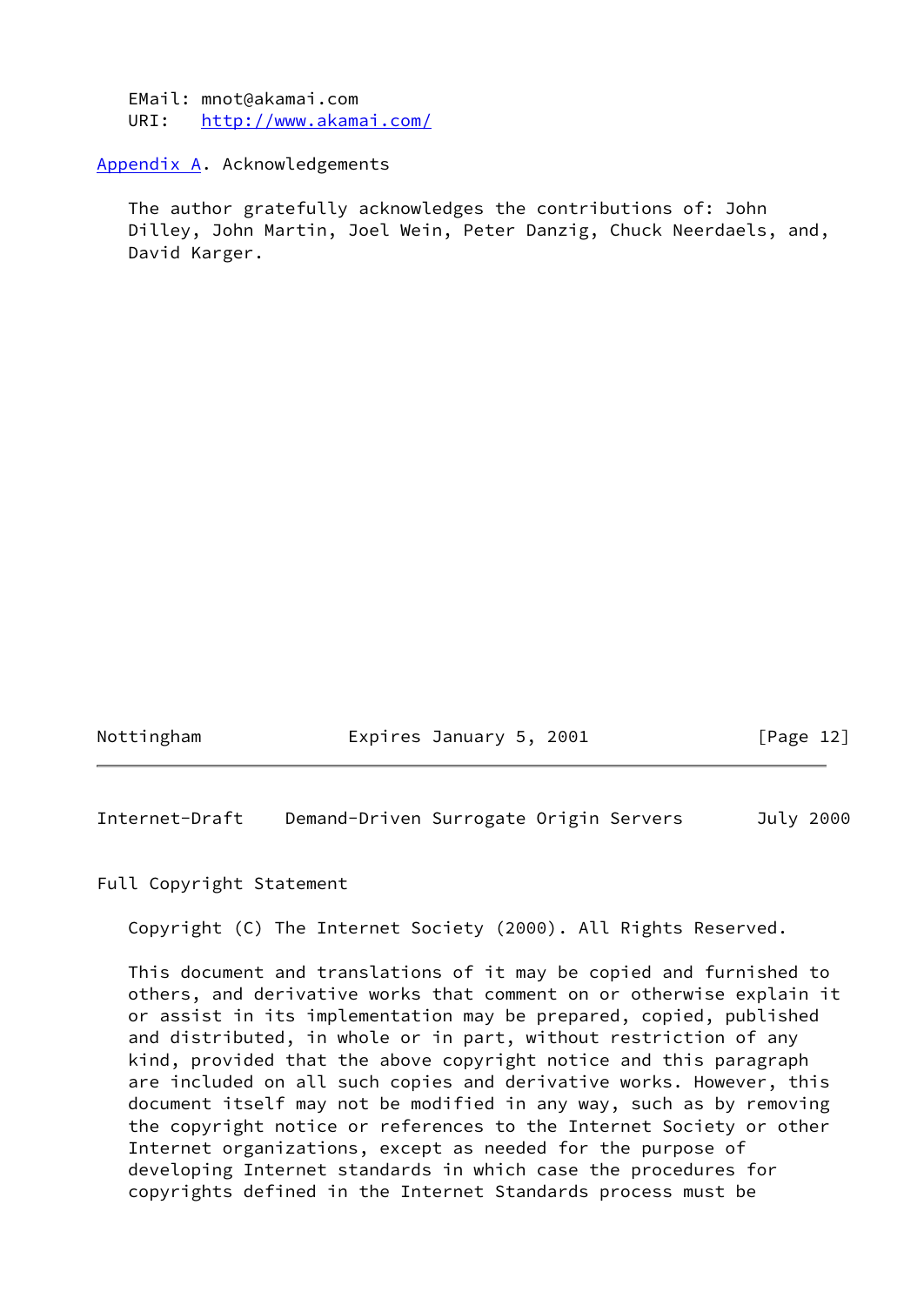EMail: mnot@akamai.com
URI:   http://www.akamai.com/

## Appendix A. Acknowledgements

The author gratefully acknowledges the contributions of: John Dilley, John Martin, Joel Wein, Peter Danzig, Chuck Neerdaels, and, David Karger.

## Full Copyright Statement

Copyright (C) The Internet Society (2000). All Rights Reserved.

This document and translations of it may be copied and furnished to others, and derivative works that comment on or otherwise explain it or assist in its implementation may be prepared, copied, published and distributed, in whole or in part, without restriction of any kind, provided that the above copyright notice and this paragraph are included on all such copies and derivative works. However, this document itself may not be modified in any way, such as by removing the copyright notice or references to the Internet Society or other Internet organizations, except as needed for the purpose of developing Internet standards in which case the procedures for copyrights defined in the Internet Standards process must be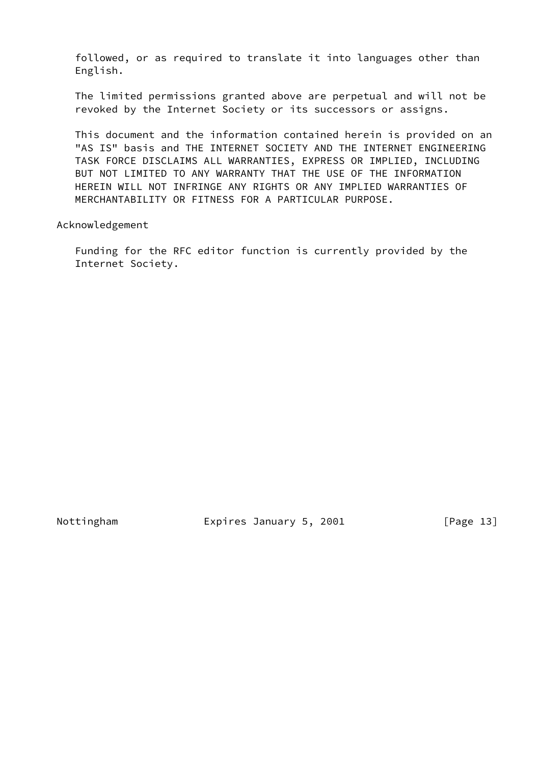followed, or as required to translate it into languages other than English.

The limited permissions granted above are perpetual and will not be revoked by the Internet Society or its successors or assigns.

This document and the information contained herein is provided on an "AS IS" basis and THE INTERNET SOCIETY AND THE INTERNET ENGINEERING TASK FORCE DISCLAIMS ALL WARRANTIES, EXPRESS OR IMPLIED, INCLUDING BUT NOT LIMITED TO ANY WARRANTY THAT THE USE OF THE INFORMATION HEREIN WILL NOT INFRINGE ANY RIGHTS OR ANY IMPLIED WARRANTIES OF MERCHANTABILITY OR FITNESS FOR A PARTICULAR PURPOSE.

## Acknowledgement

Funding for the RFC editor function is currently provided by the Internet Society.